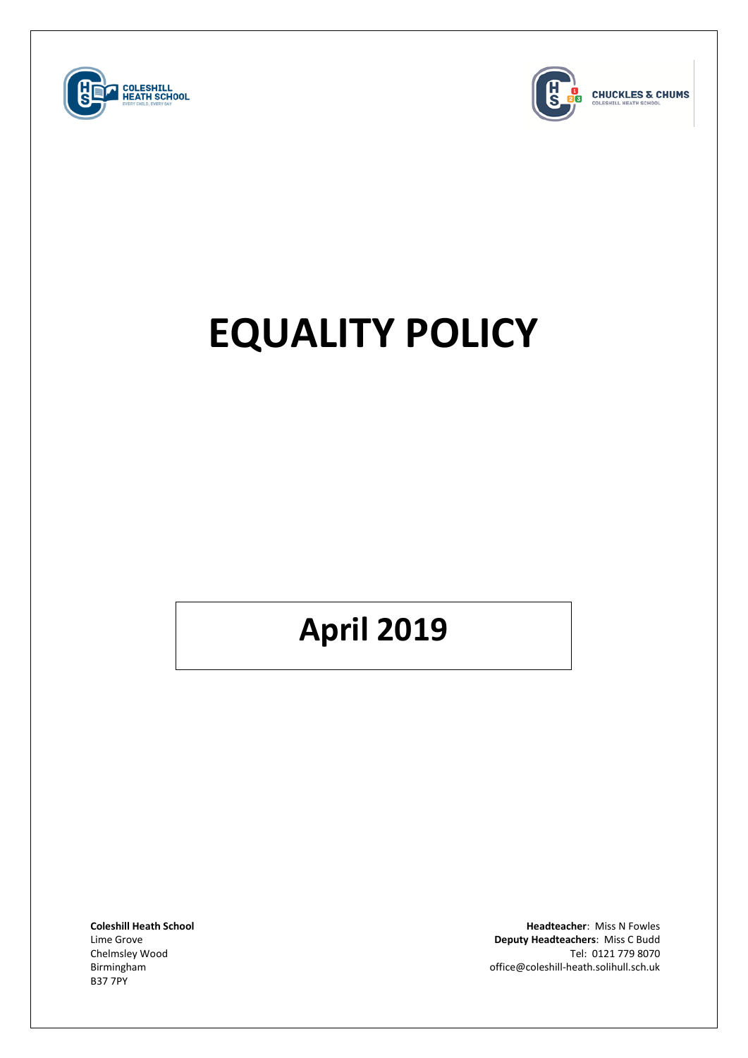COLESHILL HEATH SCHOOL
EVERY CHILD, EVERY DAY

CHUCKLES & CHUMS
COLESHILL HEATH SCHOOL

# EQUALITY POLICY

## April 2019

**Coleshill Heath School**
Lime Grove
Chelmsley Wood
Birmingham
B37 7PY

**Headteacher**: Miss N Fowles
**Deputy Headteachers**: Miss C Budd
Tel: 0121 779 8070
office@coleshill-heath.solihull.sch.uk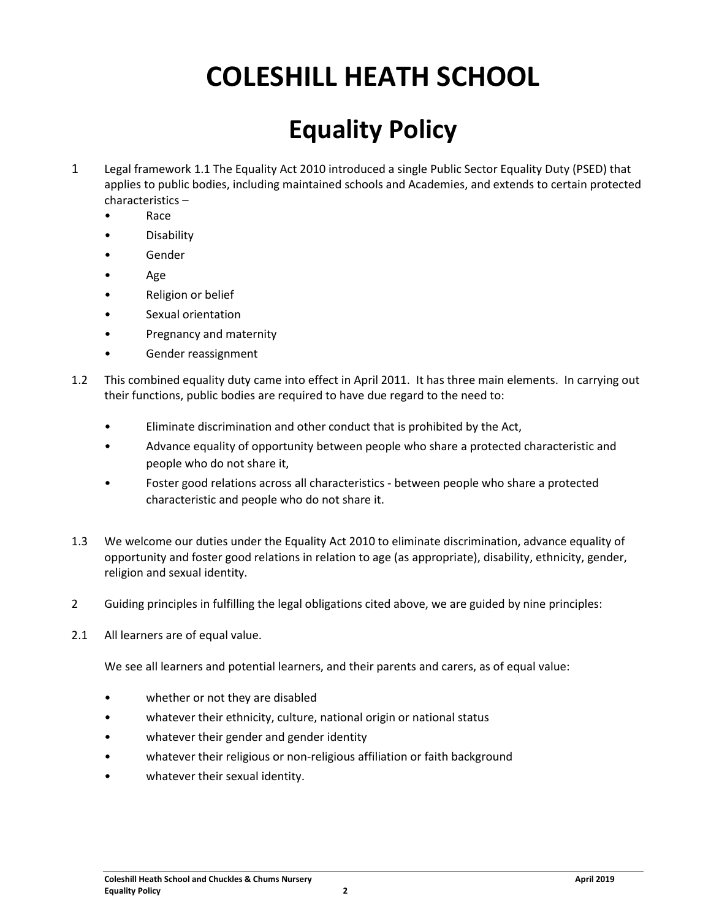# COLESHILL HEATH SCHOOL

# Equality Policy

1 Legal framework 1.1 The Equality Act 2010 introduced a single Public Sector Equality Duty (PSED) that applies to public bodies, including maintained schools and Academies, and extends to certain protected characteristics –

- Race
- Disability
- Gender
- Age
- Religion or belief
- Sexual orientation
- Pregnancy and maternity
- Gender reassignment

1.2 This combined equality duty came into effect in April 2011. It has three main elements. In carrying out their functions, public bodies are required to have due regard to the need to:

- Eliminate discrimination and other conduct that is prohibited by the Act,
- Advance equality of opportunity between people who share a protected characteristic and people who do not share it,
- Foster good relations across all characteristics - between people who share a protected characteristic and people who do not share it.

1.3 We welcome our duties under the Equality Act 2010 to eliminate discrimination, advance equality of opportunity and foster good relations in relation to age (as appropriate), disability, ethnicity, gender, religion and sexual identity.

2 Guiding principles in fulfilling the legal obligations cited above, we are guided by nine principles:

2.1 All learners are of equal value.

We see all learners and potential learners, and their parents and carers, as of equal value:

- whether or not they are disabled
- whatever their ethnicity, culture, national origin or national status
- whatever their gender and gender identity
- whatever their religious or non-religious affiliation or faith background
- whatever their sexual identity.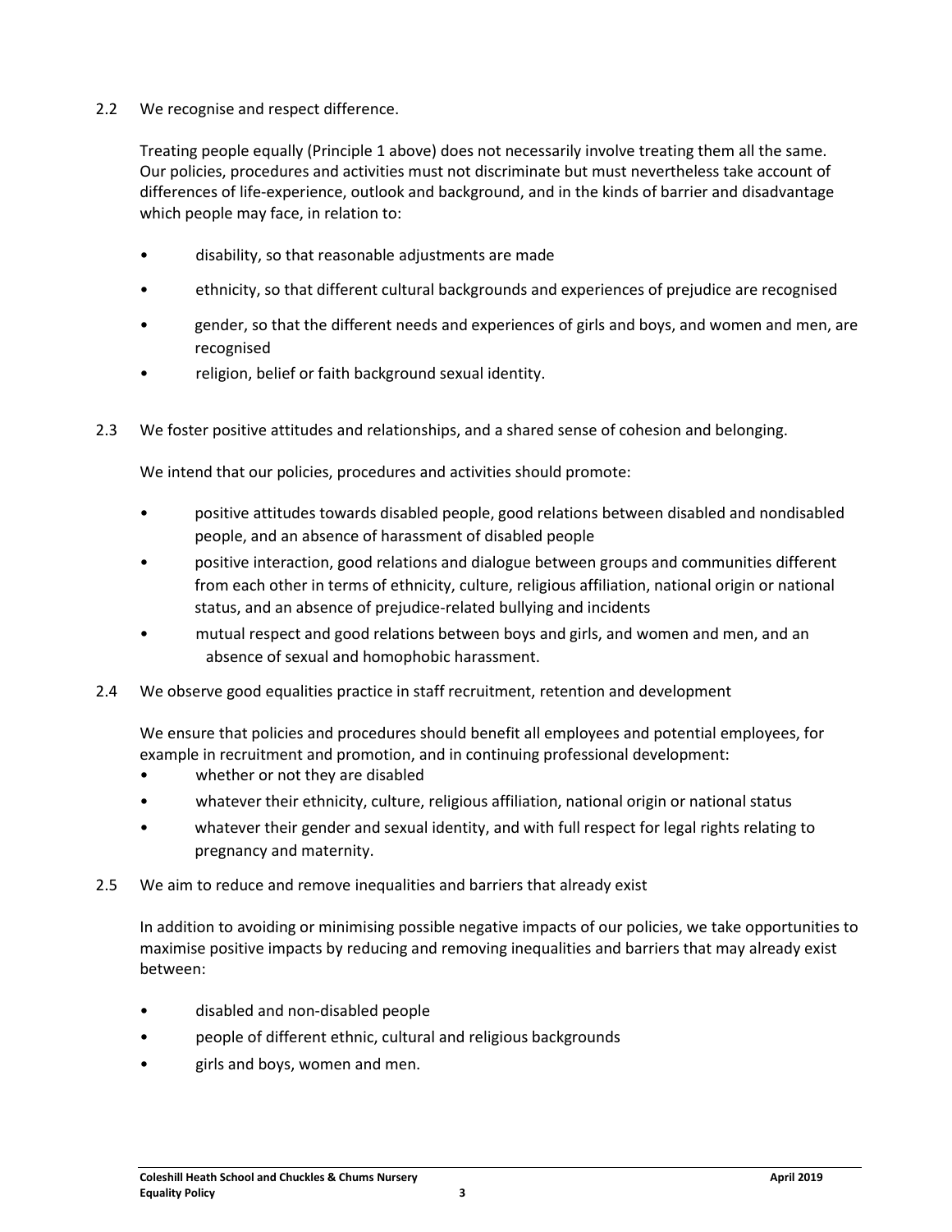2.2 We recognise and respect difference.

Treating people equally (Principle 1 above) does not necessarily involve treating them all the same. Our policies, procedures and activities must not discriminate but must nevertheless take account of differences of life-experience, outlook and background, and in the kinds of barrier and disadvantage which people may face, in relation to:

- disability, so that reasonable adjustments are made
- ethnicity, so that different cultural backgrounds and experiences of prejudice are recognised
- gender, so that the different needs and experiences of girls and boys, and women and men, are recognised
- religion, belief or faith background sexual identity.

2.3 We foster positive attitudes and relationships, and a shared sense of cohesion and belonging.

We intend that our policies, procedures and activities should promote:

- positive attitudes towards disabled people, good relations between disabled and nondisabled people, and an absence of harassment of disabled people
- positive interaction, good relations and dialogue between groups and communities different from each other in terms of ethnicity, culture, religious affiliation, national origin or national status, and an absence of prejudice-related bullying and incidents
- mutual respect and good relations between boys and girls, and women and men, and an absence of sexual and homophobic harassment.

2.4 We observe good equalities practice in staff recruitment, retention and development

We ensure that policies and procedures should benefit all employees and potential employees, for example in recruitment and promotion, and in continuing professional development:

- whether or not they are disabled
- whatever their ethnicity, culture, religious affiliation, national origin or national status
- whatever their gender and sexual identity, and with full respect for legal rights relating to pregnancy and maternity.

2.5 We aim to reduce and remove inequalities and barriers that already exist

In addition to avoiding or minimising possible negative impacts of our policies, we take opportunities to maximise positive impacts by reducing and removing inequalities and barriers that may already exist between:

- disabled and non-disabled people
- people of different ethnic, cultural and religious backgrounds
- girls and boys, women and men.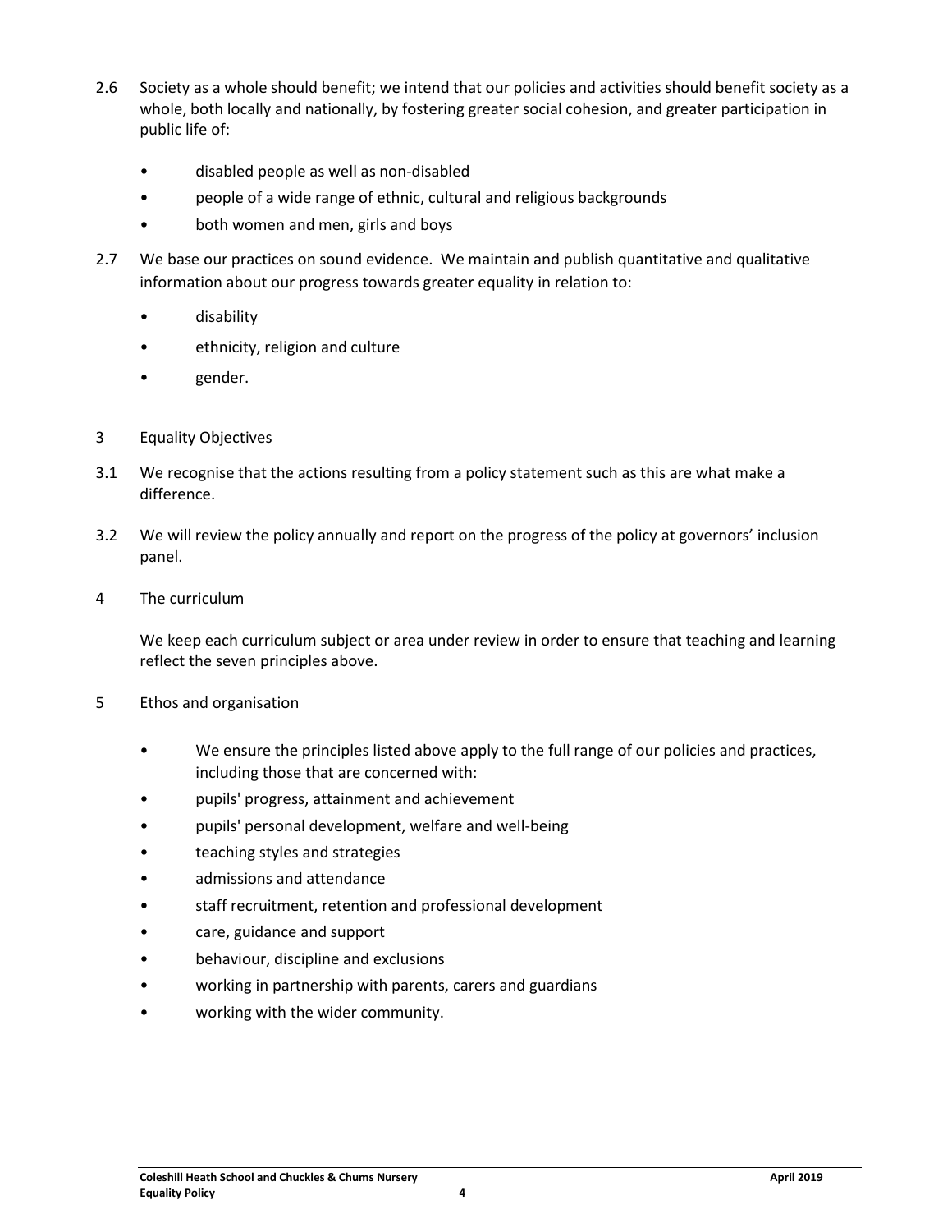2.6 Society as a whole should benefit; we intend that our policies and activities should benefit society as a whole, both locally and nationally, by fostering greater social cohesion, and greater participation in public life of:

- disabled people as well as non-disabled
- people of a wide range of ethnic, cultural and religious backgrounds
- both women and men, girls and boys

2.7 We base our practices on sound evidence. We maintain and publish quantitative and qualitative information about our progress towards greater equality in relation to:

- disability
- ethnicity, religion and culture
- gender.

## 3 Equality Objectives

3.1 We recognise that the actions resulting from a policy statement such as this are what make a difference.

3.2 We will review the policy annually and report on the progress of the policy at governors' inclusion panel.

## 4 The curriculum

We keep each curriculum subject or area under review in order to ensure that teaching and learning reflect the seven principles above.

## 5 Ethos and organisation

- We ensure the principles listed above apply to the full range of our policies and practices, including those that are concerned with:
- pupils' progress, attainment and achievement
- pupils' personal development, welfare and well-being
- teaching styles and strategies
- admissions and attendance
- staff recruitment, retention and professional development
- care, guidance and support
- behaviour, discipline and exclusions
- working in partnership with parents, carers and guardians
- working with the wider community.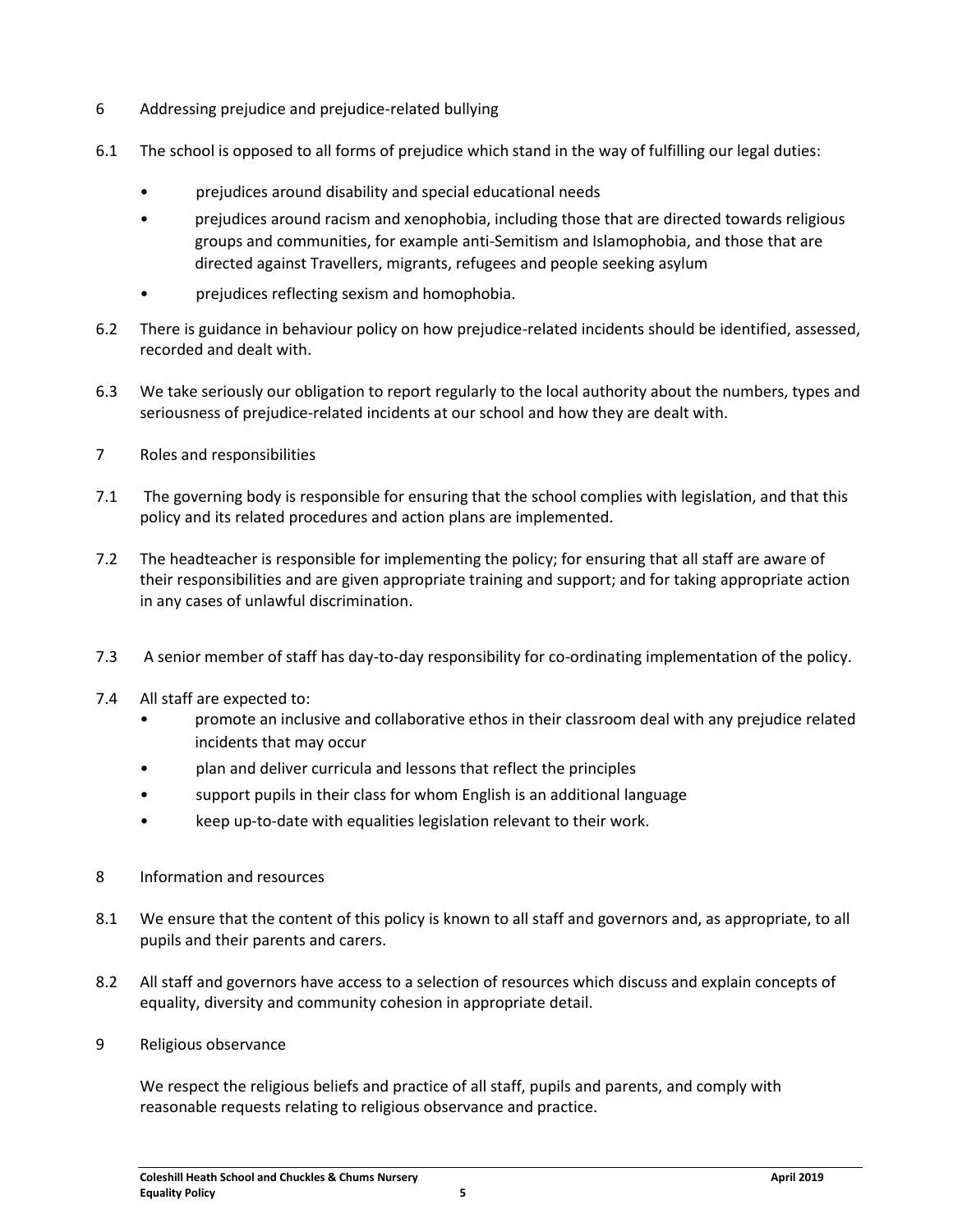## 6 Addressing prejudice and prejudice-related bullying

6.1 The school is opposed to all forms of prejudice which stand in the way of fulfilling our legal duties:

- prejudices around disability and special educational needs
- prejudices around racism and xenophobia, including those that are directed towards religious groups and communities, for example anti-Semitism and Islamophobia, and those that are directed against Travellers, migrants, refugees and people seeking asylum
- prejudices reflecting sexism and homophobia.

6.2 There is guidance in behaviour policy on how prejudice-related incidents should be identified, assessed, recorded and dealt with.

6.3 We take seriously our obligation to report regularly to the local authority about the numbers, types and seriousness of prejudice-related incidents at our school and how they are dealt with.

## 7 Roles and responsibilities

7.1 The governing body is responsible for ensuring that the school complies with legislation, and that this policy and its related procedures and action plans are implemented.

7.2 The headteacher is responsible for implementing the policy; for ensuring that all staff are aware of their responsibilities and are given appropriate training and support; and for taking appropriate action in any cases of unlawful discrimination.

7.3 A senior member of staff has day-to-day responsibility for co-ordinating implementation of the policy.

7.4 All staff are expected to:

- promote an inclusive and collaborative ethos in their classroom deal with any prejudice related incidents that may occur
- plan and deliver curricula and lessons that reflect the principles
- support pupils in their class for whom English is an additional language
- keep up-to-date with equalities legislation relevant to their work.

## 8 Information and resources

8.1 We ensure that the content of this policy is known to all staff and governors and, as appropriate, to all pupils and their parents and carers.

8.2 All staff and governors have access to a selection of resources which discuss and explain concepts of equality, diversity and community cohesion in appropriate detail.

## 9 Religious observance

We respect the religious beliefs and practice of all staff, pupils and parents, and comply with reasonable requests relating to religious observance and practice.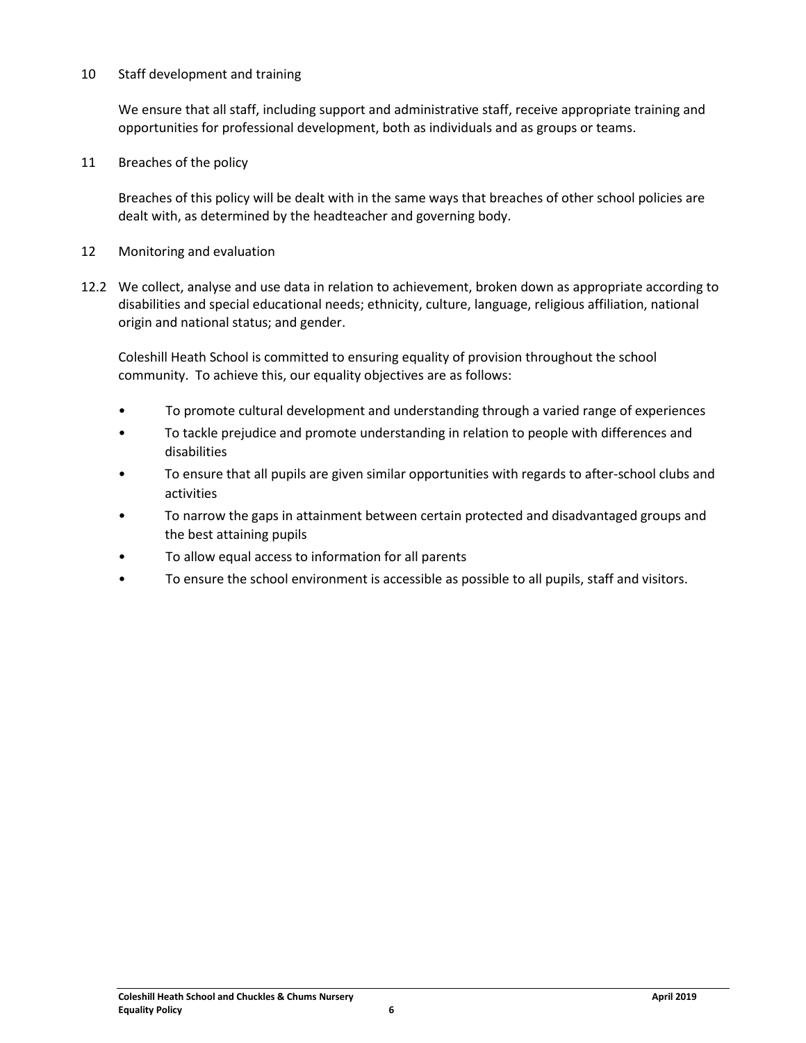## 10 Staff development and training

We ensure that all staff, including support and administrative staff, receive appropriate training and opportunities for professional development, both as individuals and as groups or teams.

## 11 Breaches of the policy

Breaches of this policy will be dealt with in the same ways that breaches of other school policies are dealt with, as determined by the headteacher and governing body.

## 12 Monitoring and evaluation

12.2 We collect, analyse and use data in relation to achievement, broken down as appropriate according to disabilities and special educational needs; ethnicity, culture, language, religious affiliation, national origin and national status; and gender.

Coleshill Heath School is committed to ensuring equality of provision throughout the school community. To achieve this, our equality objectives are as follows:

- To promote cultural development and understanding through a varied range of experiences
- To tackle prejudice and promote understanding in relation to people with differences and disabilities
- To ensure that all pupils are given similar opportunities with regards to after-school clubs and activities
- To narrow the gaps in attainment between certain protected and disadvantaged groups and the best attaining pupils
- To allow equal access to information for all parents
- To ensure the school environment is accessible as possible to all pupils, staff and visitors.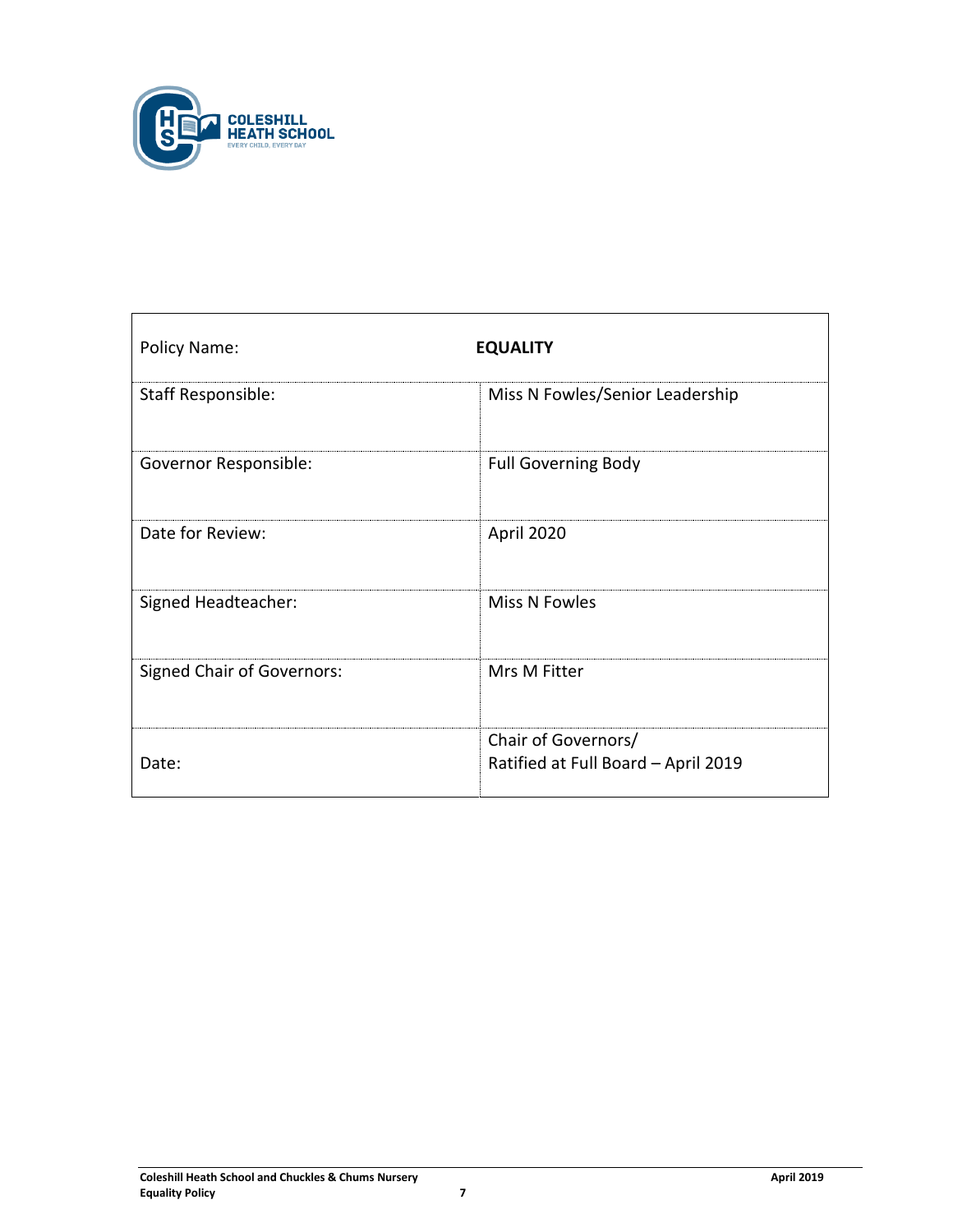COLESHILL HEATH SCHOOL
EVERY CHILD, EVERY DAY

| | |
|---|---|
| Policy Name: | **EQUALITY** |
| Staff Responsible: | Miss N Fowles/Senior Leadership |
| Governor Responsible: | Full Governing Body |
| Date for Review: | April 2020 |
| Signed Headteacher: | Miss N Fowles |
| Signed Chair of Governors: | Mrs M Fitter |
| Date: | Chair of Governors/<br>Ratified at Full Board – April 2019 |